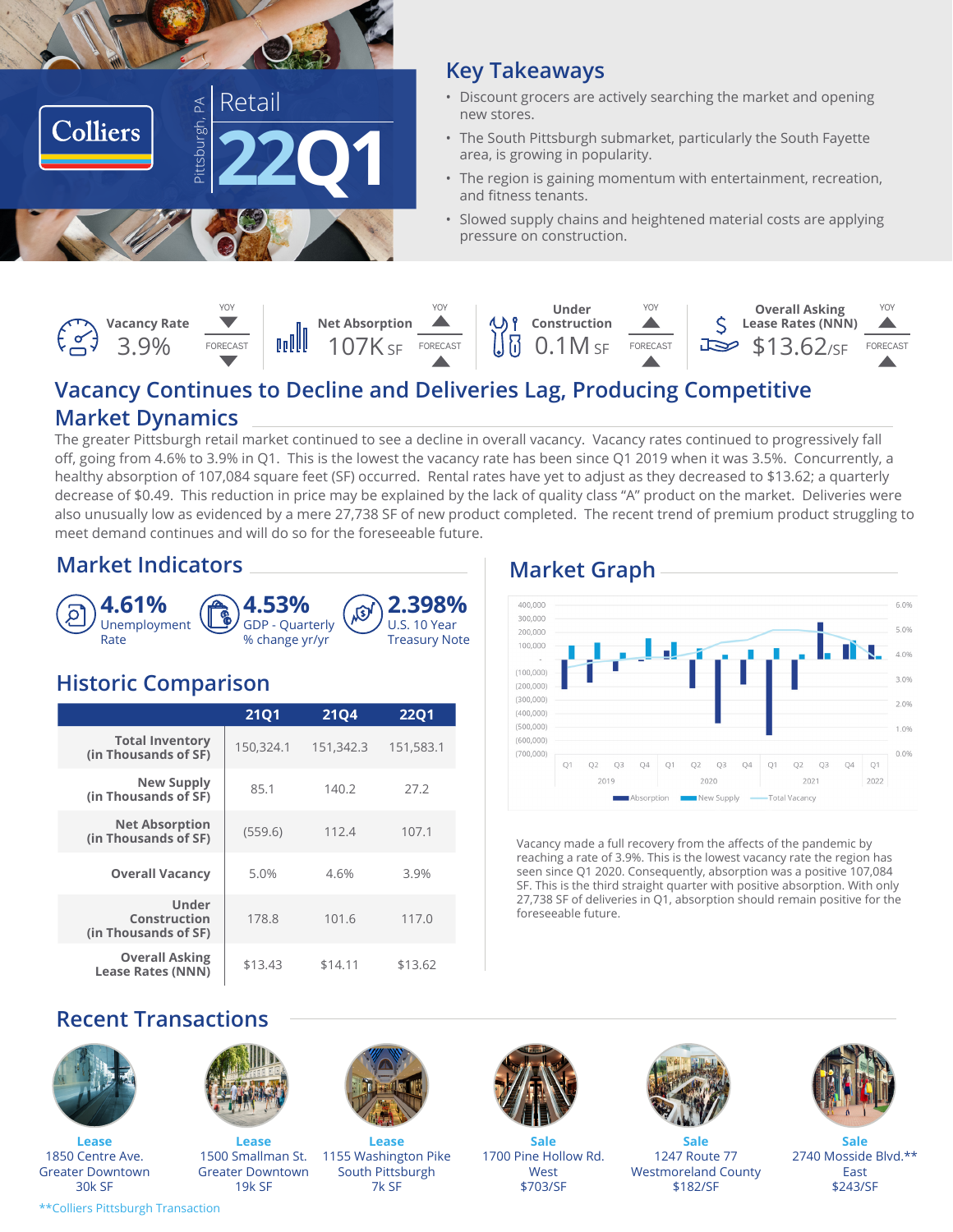Colliers

Pittsburgh, PA

# Retail 22Q1

## Key Takeaways

- Discount grocers are actively searching the market and opening new stores.
- The South Pittsburgh submarket, particularly the South Fayette area, is growing in popularity.
- The region is gaining momentum with entertainment, recreation, and fitness tenants.
- Slowed supply chains and heightened material costs are applying pressure on construction.

| Indicator | Value | YOY | FORECAST |
|---|---|---|---|
| Vacancy Rate | 3.9% | ▼ | ▼ |
| Net Absorption | 107K SF | ▲ | ▲ |
| Under Construction | 0.1M SF | ▲ | ▲ |
| Overall Asking Lease Rates (NNN) | $13.62/SF | ▲ | ▲ |

## Vacancy Continues to Decline and Deliveries Lag, Producing Competitive Market Dynamics

The greater Pittsburgh retail market continued to see a decline in overall vacancy. Vacancy rates continued to progressively fall off, going from 4.6% to 3.9% in Q1. This is the lowest the vacancy rate has been since Q1 2019 when it was 3.5%. Concurrently, a healthy absorption of 107,084 square feet (SF) occurred. Rental rates have yet to adjust as they decreased to $13.62; a quarterly decrease of $0.49. This reduction in price may be explained by the lack of quality class "A" product on the market. Deliveries were also unusually low as evidenced by a mere 27,738 SF of new product completed. The recent trend of premium product struggling to meet demand continues and will do so for the foreseeable future.

## Market Indicators

**4.61%** Unemployment Rate

**4.53%** GDP - Quarterly % change yr/yr

**2.398%** U.S. 10 Year Treasury Note

## Historic Comparison

| | 21Q1 | 21Q4 | 22Q1 |
|---|---|---|---|
| Total Inventory (in Thousands of SF) | 150,324.1 | 151,342.3 | 151,583.1 |
| New Supply (in Thousands of SF) | 85.1 | 140.2 | 27.2 |
| Net Absorption (in Thousands of SF) | (559.6) | 112.4 | 107.1 |
| Overall Vacancy | 5.0% | 4.6% | 3.9% |
| Under Construction (in Thousands of SF) | 178.8 | 101.6 | 117.0 |
| Overall Asking Lease Rates (NNN) | $13.43 | $14.11 | $13.62 |

## Market Graph

Vacancy made a full recovery from the affects of the pandemic by reaching a rate of 3.9%. This is the lowest vacancy rate the region has seen since Q1 2020. Consequently, absorption was a positive 107,084 SF. This is the third straight quarter with positive absorption. With only 27,738 SF of deliveries in Q1, absorption should remain positive for the foreseeable future.

## Recent Transactions

| Type | Address | Submarket | Size/Price |
|---|---|---|---|
| Lease | 1850 Centre Ave. | Greater Downtown | 30k SF |
| Lease | 1500 Smallman St. | Greater Downtown | 19k SF |
| Lease | 1155 Washington Pike | South Pittsburgh | 7k SF |
| Sale | 1700 Pine Hollow Rd. | West | $703/SF |
| Sale | 1247 Route 77 | Westmoreland County | $182/SF |
| Sale | 2740 Mosside Blvd.** | East | $243/SF |

**Colliers Pittsburgh Transaction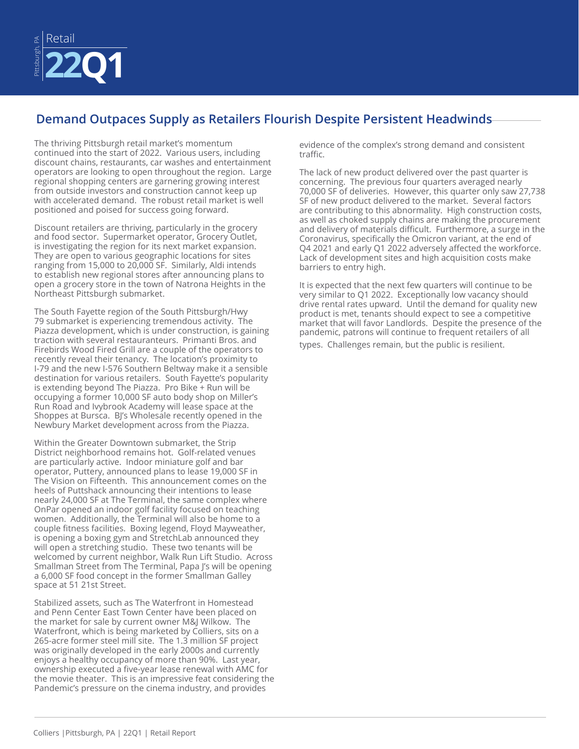Retail

Pittsburgh, PA

# 22Q1

## Demand Outpaces Supply as Retailers Flourish Despite Persistent Headwinds

The thriving Pittsburgh retail market's momentum continued into the start of 2022. Various users, including discount chains, restaurants, car washes and entertainment operators are looking to open throughout the region. Large regional shopping centers are garnering growing interest from outside investors and construction cannot keep up with accelerated demand. The robust retail market is well positioned and poised for success going forward.

Discount retailers are thriving, particularly in the grocery and food sector. Supermarket operator, Grocery Outlet, is investigating the region for its next market expansion. They are open to various geographic locations for sites ranging from 15,000 to 20,000 SF. Similarly, Aldi intends to establish new regional stores after announcing plans to open a grocery store in the town of Natrona Heights in the Northeast Pittsburgh submarket.

The South Fayette region of the South Pittsburgh/Hwy 79 submarket is experiencing tremendous activity. The Piazza development, which is under construction, is gaining traction with several restauranteurs. Primanti Bros. and Firebirds Wood Fired Grill are a couple of the operators to recently reveal their tenancy. The location's proximity to I-79 and the new I-576 Southern Beltway make it a sensible destination for various retailers. South Fayette's popularity is extending beyond The Piazza. Pro Bike + Run will be occupying a former 10,000 SF auto body shop on Miller's Run Road and Ivybrook Academy will lease space at the Shoppes at Bursca. BJ's Wholesale recently opened in the Newbury Market development across from the Piazza.

Within the Greater Downtown submarket, the Strip District neighborhood remains hot. Golf-related venues are particularly active. Indoor miniature golf and bar operator, Puttery, announced plans to lease 19,000 SF in The Vision on Fifteenth. This announcement comes on the heels of Puttshack announcing their intentions to lease nearly 24,000 SF at The Terminal, the same complex where OnPar opened an indoor golf facility focused on teaching women. Additionally, the Terminal will also be home to a couple fitness facilities. Boxing legend, Floyd Mayweather, is opening a boxing gym and StretchLab announced they will open a stretching studio. These two tenants will be welcomed by current neighbor, Walk Run Lift Studio. Across Smallman Street from The Terminal, Papa J's will be opening a 6,000 SF food concept in the former Smallman Galley space at 51 21st Street.

Stabilized assets, such as The Waterfront in Homestead and Penn Center East Town Center have been placed on the market for sale by current owner M&J Wilkow. The Waterfront, which is being marketed by Colliers, sits on a 265-acre former steel mill site. The 1.3 million SF project was originally developed in the early 2000s and currently enjoys a healthy occupancy of more than 90%. Last year, ownership executed a five-year lease renewal with AMC for the movie theater. This is an impressive feat considering the Pandemic's pressure on the cinema industry, and provides evidence of the complex's strong demand and consistent traffic.

The lack of new product delivered over the past quarter is concerning. The previous four quarters averaged nearly 70,000 SF of deliveries. However, this quarter only saw 27,738 SF of new product delivered to the market. Several factors are contributing to this abnormality. High construction costs, as well as choked supply chains are making the procurement and delivery of materials difficult. Furthermore, a surge in the Coronavirus, specifically the Omicron variant, at the end of Q4 2021 and early Q1 2022 adversely affected the workforce. Lack of development sites and high acquisition costs make barriers to entry high.

It is expected that the next few quarters will continue to be very similar to Q1 2022. Exceptionally low vacancy should drive rental rates upward. Until the demand for quality new product is met, tenants should expect to see a competitive market that will favor Landlords. Despite the presence of the pandemic, patrons will continue to frequent retailers of all types. Challenges remain, but the public is resilient.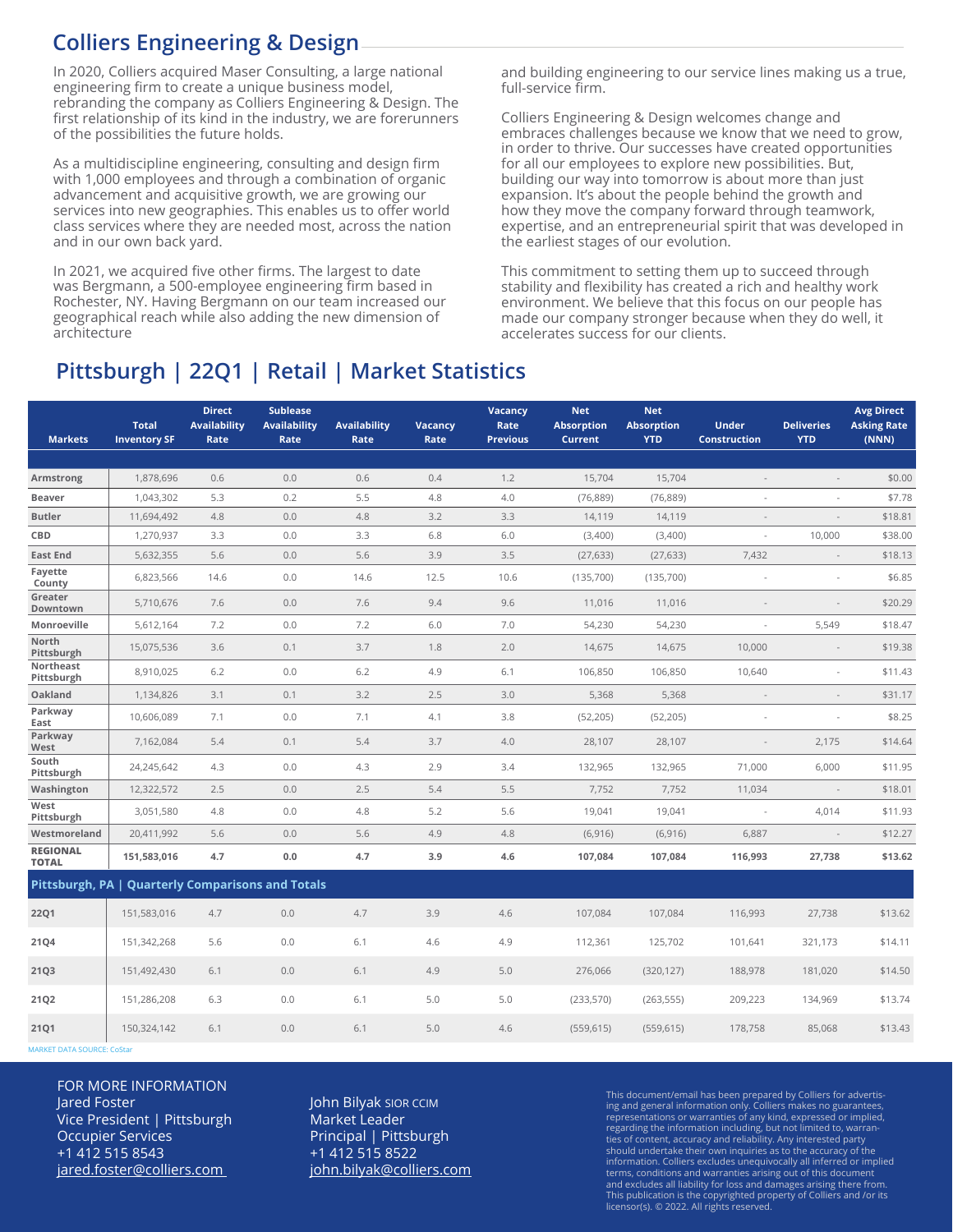## Colliers Engineering & Design

In 2020, Colliers acquired Maser Consulting, a large national engineering firm to create a unique business model, rebranding the company as Colliers Engineering & Design. The first relationship of its kind in the industry, we are forerunners of the possibilities the future holds.

As a multidiscipline engineering, consulting and design firm with 1,000 employees and through a combination of organic advancement and acquisitive growth, we are growing our services into new geographies. This enables us to offer world class services where they are needed most, across the nation and in our own back yard.

In 2021, we acquired five other firms. The largest to date was Bergmann, a 500-employee engineering firm based in Rochester, NY. Having Bergmann on our team increased our geographical reach while also adding the new dimension of architecture and building engineering to our service lines making us a true, full-service firm.

Colliers Engineering & Design welcomes change and embraces challenges because we know that we need to grow, in order to thrive. Our successes have created opportunities for all our employees to explore new possibilities. But, building our way into tomorrow is about more than just expansion. It's about the people behind the growth and how they move the company forward through teamwork, expertise, and an entrepreneurial spirit that was developed in the earliest stages of our evolution.

This commitment to setting them up to succeed through stability and flexibility has created a rich and healthy work environment. We believe that this focus on our people has made our company stronger because when they do well, it accelerates success for our clients.

## Pittsburgh | 22Q1 | Retail | Market Statistics

| Markets | Total Inventory SF | Direct Availability Rate | Sublease Availability Rate | Availability Rate | Vacancy Rate | Vacancy Rate Previous | Net Absorption Current | Net Absorption YTD | Under Construction | Deliveries YTD | Avg Direct Asking Rate (NNN) |
|---|---|---|---|---|---|---|---|---|---|---|---|
| Armstrong | 1,878,696 | 0.6 | 0.0 | 0.6 | 0.4 | 1.2 | 15,704 | 15,704 | - | - | $0.00 |
| Beaver | 1,043,302 | 5.3 | 0.2 | 5.5 | 4.8 | 4.0 | (76,889) | (76,889) | - | - | $7.78 |
| Butler | 11,694,492 | 4.8 | 0.0 | 4.8 | 3.2 | 3.3 | 14,119 | 14,119 | - | - | $18.81 |
| CBD | 1,270,937 | 3.3 | 0.0 | 3.3 | 6.8 | 6.0 | (3,400) | (3,400) | - | 10,000 | $38.00 |
| East End | 5,632,355 | 5.6 | 0.0 | 5.6 | 3.9 | 3.5 | (27,633) | (27,633) | 7,432 | - | $18.13 |
| Fayette County | 6,823,566 | 14.6 | 0.0 | 14.6 | 12.5 | 10.6 | (135,700) | (135,700) | - | - | $6.85 |
| Greater Downtown | 5,710,676 | 7.6 | 0.0 | 7.6 | 9.4 | 9.6 | 11,016 | 11,016 | - | - | $20.29 |
| Monroeville | 5,612,164 | 7.2 | 0.0 | 7.2 | 6.0 | 7.0 | 54,230 | 54,230 | - | 5,549 | $18.47 |
| North Pittsburgh | 15,075,536 | 3.6 | 0.1 | 3.7 | 1.8 | 2.0 | 14,675 | 14,675 | 10,000 | - | $19.38 |
| Northeast Pittsburgh | 8,910,025 | 6.2 | 0.0 | 6.2 | 4.9 | 6.1 | 106,850 | 106,850 | 10,640 | - | $11.43 |
| Oakland | 1,134,826 | 3.1 | 0.1 | 3.2 | 2.5 | 3.0 | 5,368 | 5,368 | - | - | $31.17 |
| Parkway East | 10,606,089 | 7.1 | 0.0 | 7.1 | 4.1 | 3.8 | (52,205) | (52,205) | - | - | $8.25 |
| Parkway West | 7,162,084 | 5.4 | 0.1 | 5.4 | 3.7 | 4.0 | 28,107 | 28,107 | - | 2,175 | $14.64 |
| South Pittsburgh | 24,245,642 | 4.3 | 0.0 | 4.3 | 2.9 | 3.4 | 132,965 | 132,965 | 71,000 | 6,000 | $11.95 |
| Washington | 12,322,572 | 2.5 | 0.0 | 2.5 | 5.4 | 5.5 | 7,752 | 7,752 | 11,034 | - | $18.01 |
| West Pittsburgh | 3,051,580 | 4.8 | 0.0 | 4.8 | 5.2 | 5.6 | 19,041 | 19,041 | - | 4,014 | $11.93 |
| Westmoreland | 20,411,992 | 5.6 | 0.0 | 5.6 | 4.9 | 4.8 | (6,916) | (6,916) | 6,887 | - | $12.27 |
| **REGIONAL TOTAL** | **151,583,016** | **4.7** | **0.0** | **4.7** | **3.9** | **4.6** | **107,084** | **107,084** | **116,993** | **27,738** | **$13.62** |
| **Pittsburgh, PA \| Quarterly Comparisons and Totals** | | | | | | | | | | | |
| 22Q1 | 151,583,016 | 4.7 | 0.0 | 4.7 | 3.9 | 4.6 | 107,084 | 107,084 | 116,993 | 27,738 | $13.62 |
| 21Q4 | 151,342,268 | 5.6 | 0.0 | 6.1 | 4.6 | 4.9 | 112,361 | 125,702 | 101,641 | 321,173 | $14.11 |
| 21Q3 | 151,492,430 | 6.1 | 0.0 | 6.1 | 4.9 | 5.0 | 276,066 | (320,127) | 188,978 | 181,020 | $14.50 |
| 21Q2 | 151,286,208 | 6.3 | 0.0 | 6.1 | 5.0 | 5.0 | (233,570) | (263,555) | 209,223 | 134,969 | $13.74 |
| 21Q1 | 150,324,142 | 6.1 | 0.0 | 6.1 | 5.0 | 4.6 | (559,615) | (559,615) | 178,758 | 85,068 | $13.43 |

MARKET DATA SOURCE: CoStar

FOR MORE INFORMATION
Jared Foster
Vice President | Pittsburgh
Occupier Services
+1 412 515 8543
jared.foster@colliers.com

John Bilyak SIOR CCIM
Market Leader
Principal | Pittsburgh
+1 412 515 8522
john.bilyak@colliers.com

This document/email has been prepared by Colliers for advertising and general information only. Colliers makes no guarantees, representations or warranties of any kind, expressed or implied, regarding the information including, but not limited to, warranties of content, accuracy and reliability. Any interested party should undertake their own inquiries as to the accuracy of the information. Colliers excludes unequivocally all inferred or implied terms, conditions and warranties arising out of this document and excludes all liability for loss and damages arising there from. This publication is the copyrighted property of Colliers and /or its licensor(s). © 2022. All rights reserved.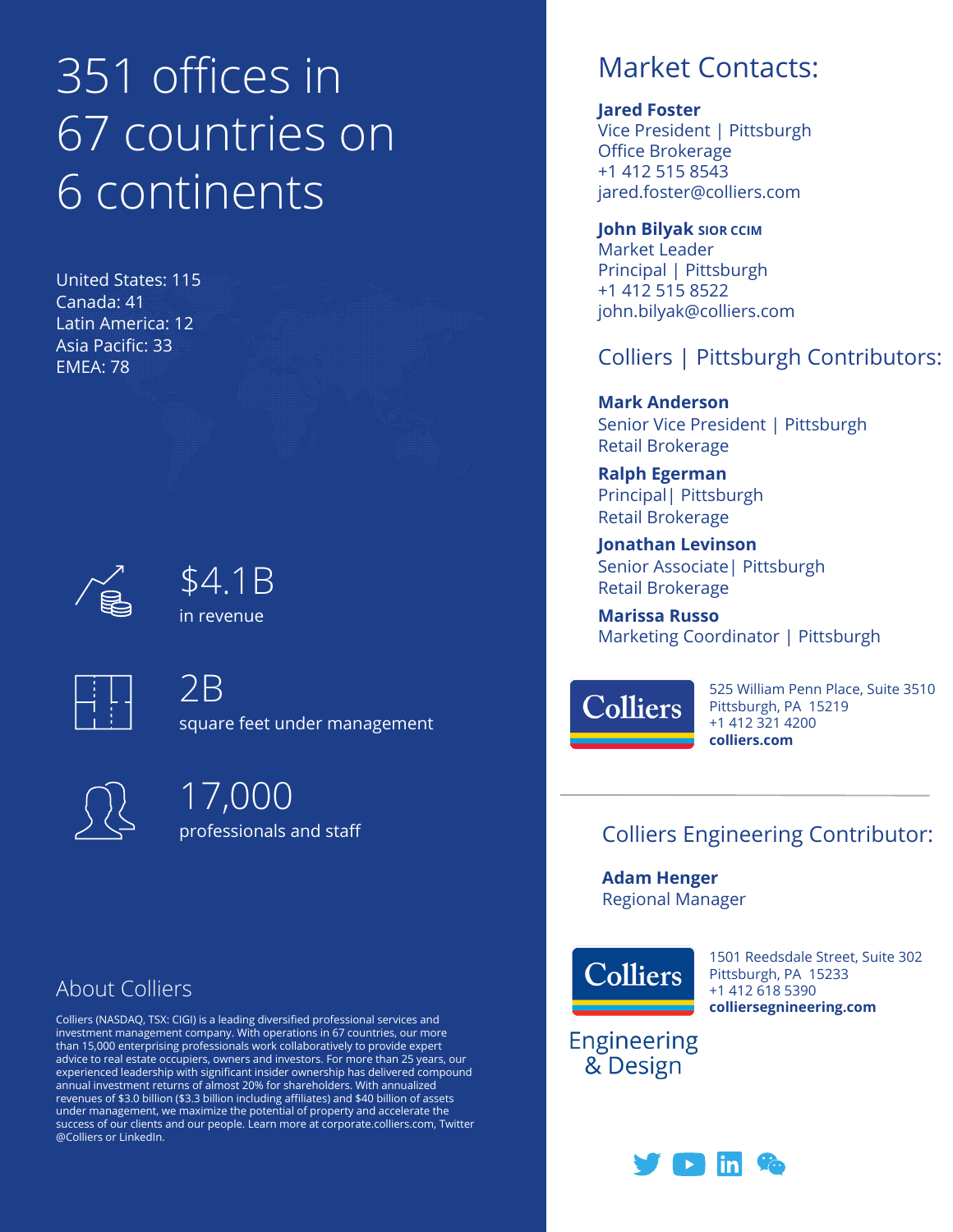# 351 offices in 67 countries on 6 continents

United States: 115
Canada: 41
Latin America: 12
Asia Pacific: 33
EMEA: 78

**$4.1B**
in revenue

**2B**
square feet under management

**17,000**
professionals and staff

## About Colliers

Colliers (NASDAQ, TSX: CIGI) is a leading diversified professional services and investment management company. With operations in 67 countries, our more than 15,000 enterprising professionals work collaboratively to provide expert advice to real estate occupiers, owners and investors. For more than 25 years, our experienced leadership with significant insider ownership has delivered compound annual investment returns of almost 20% for shareholders. With annualized revenues of $3.0 billion ($3.3 billion including affiliates) and $40 billion of assets under management, we maximize the potential of property and accelerate the success of our clients and our people. Learn more at corporate.colliers.com, Twitter @Colliers or LinkedIn.

## Market Contacts:

**Jared Foster**
Vice President | Pittsburgh
Office Brokerage
+1 412 515 8543
jared.foster@colliers.com

**John Bilyak** SIOR CCIM
Market Leader
Principal | Pittsburgh
+1 412 515 8522
john.bilyak@colliers.com

## Colliers | Pittsburgh Contributors:

**Mark Anderson**
Senior Vice President | Pittsburgh
Retail Brokerage

**Ralph Egerman**
Principal| Pittsburgh
Retail Brokerage

**Jonathan Levinson**
Senior Associate| Pittsburgh
Retail Brokerage

**Marissa Russo**
Marketing Coordinator | Pittsburgh

Colliers
525 William Penn Place, Suite 3510
Pittsburgh, PA 15219
+1 412 321 4200
**colliers.com**

## Colliers Engineering Contributor:

**Adam Henger**
Regional Manager

Colliers Engineering & Design
1501 Reedsdale Street, Suite 302
Pittsburgh, PA 15233
+1 412 618 5390
**colliersegnineering.com**